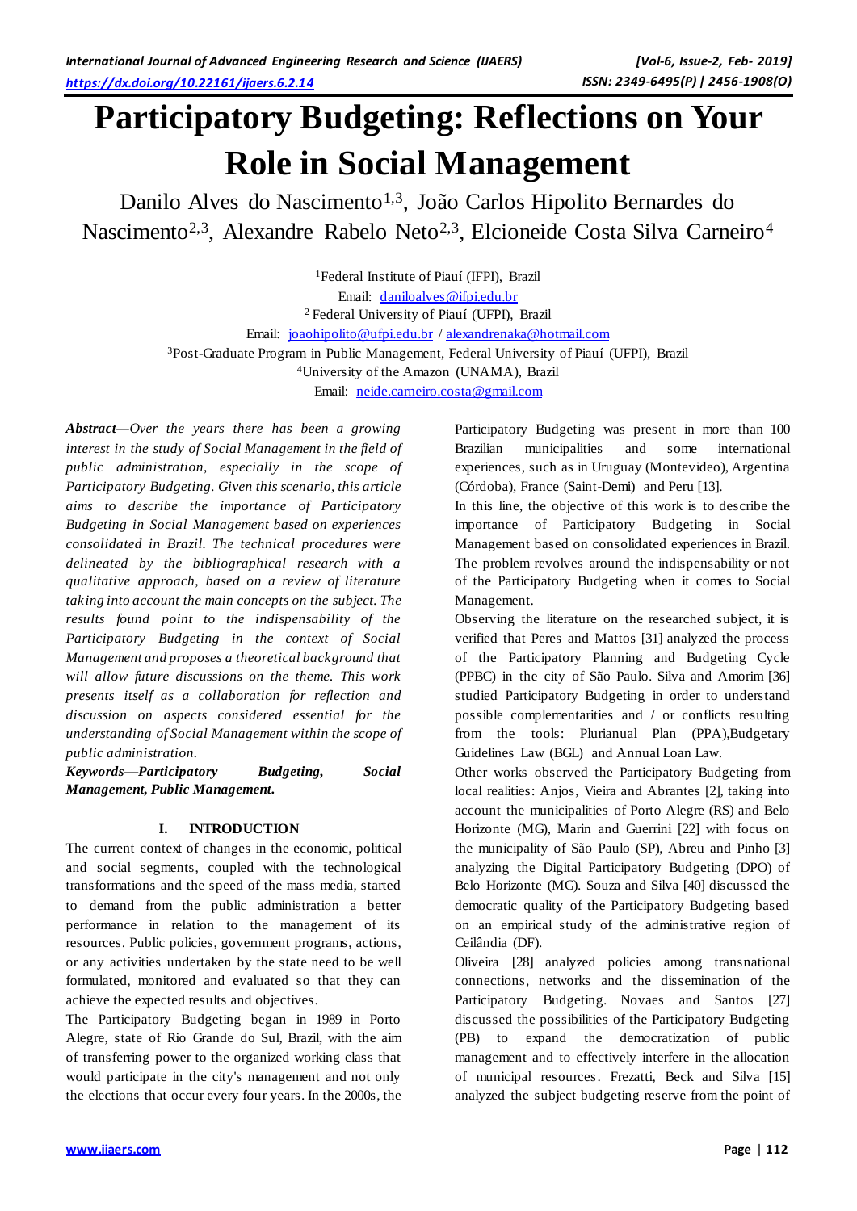# Participatory Budgeting: Reflections on Your Role in Social Management

Danilo Alves do Nascimento[1,3], João Carlos Hipolito Bernardes do Nascimento[2,3], Alexandre Rabelo Neto[2,3], Elcioneide Costa Silva Carneiro[4]

[1]Federal Institute of Piauí (IFPI), Brazil
Email: daniloalves@ifpi.edu.br
[2] Federal University of Piauí (UFPI), Brazil
Email: joaohipolito@ufpi.edu.br / alexandrenaka@hotmail.com
[3]Post-Graduate Program in Public Management, Federal University of Piauí (UFPI), Brazil
[4]University of the Amazon (UNAMA), Brazil
Email: neide.carneiro.costa@gmail.com

***Abstract****—Over the years there has been a growing interest in the study of Social Management in the field of public administration, especially in the scope of Participatory Budgeting. Given this scenario, this article aims to describe the importance of Participatory Budgeting in Social Management based on experiences consolidated in Brazil. The technical procedures were delineated by the bibliographical research with a qualitative approach, based on a review of literature taking into account the main concepts on the subject. The results found point to the indispensability of the Participatory Budgeting in the context of Social Management and proposes a theoretical background that will allow future discussions on the theme. This work presents itself as a collaboration for reflection and discussion on aspects considered essential for the understanding of Social Management within the scope of public administration.*

***Keywords—Participatory Budgeting, Social Management, Public Management.***

## I. INTRODUCTION

The current context of changes in the economic, political and social segments, coupled with the technological transformations and the speed of the mass media, started to demand from the public administration a better performance in relation to the management of its resources. Public policies, government programs, actions, or any activities undertaken by the state need to be well formulated, monitored and evaluated so that they can achieve the expected results and objectives.

The Participatory Budgeting began in 1989 in Porto Alegre, state of Rio Grande do Sul, Brazil, with the aim of transferring power to the organized working class that would participate in the city's management and not only the elections that occur every four years. In the 2000s, the Participatory Budgeting was present in more than 100 Brazilian municipalities and some international experiences, such as in Uruguay (Montevideo), Argentina (Córdoba), France (Saint-Demi) and Peru [13].

In this line, the objective of this work is to describe the importance of Participatory Budgeting in Social Management based on consolidated experiences in Brazil. The problem revolves around the indispensability or not of the Participatory Budgeting when it comes to Social Management.

Observing the literature on the researched subject, it is verified that Peres and Mattos [31] analyzed the process of the Participatory Planning and Budgeting Cycle (PPBC) in the city of São Paulo. Silva and Amorim [36] studied Participatory Budgeting in order to understand possible complementarities and / or conflicts resulting from the tools: Plurianual Plan (PPA),Budgetary Guidelines Law (BGL) and Annual Loan Law.

Other works observed the Participatory Budgeting from local realities: Anjos, Vieira and Abrantes [2], taking into account the municipalities of Porto Alegre (RS) and Belo Horizonte (MG), Marin and Guerrini [22] with focus on the municipality of São Paulo (SP), Abreu and Pinho [3] analyzing the Digital Participatory Budgeting (DPO) of Belo Horizonte (MG). Souza and Silva [40] discussed the democratic quality of the Participatory Budgeting based on an empirical study of the administrative region of Ceilândia (DF).

Oliveira [28] analyzed policies among transnational connections, networks and the dissemination of the Participatory Budgeting. Novaes and Santos [27] discussed the possibilities of the Participatory Budgeting (PB) to expand the democratization of public management and to effectively interfere in the allocation of municipal resources. Frezatti, Beck and Silva [15] analyzed the subject budgeting reserve from the point of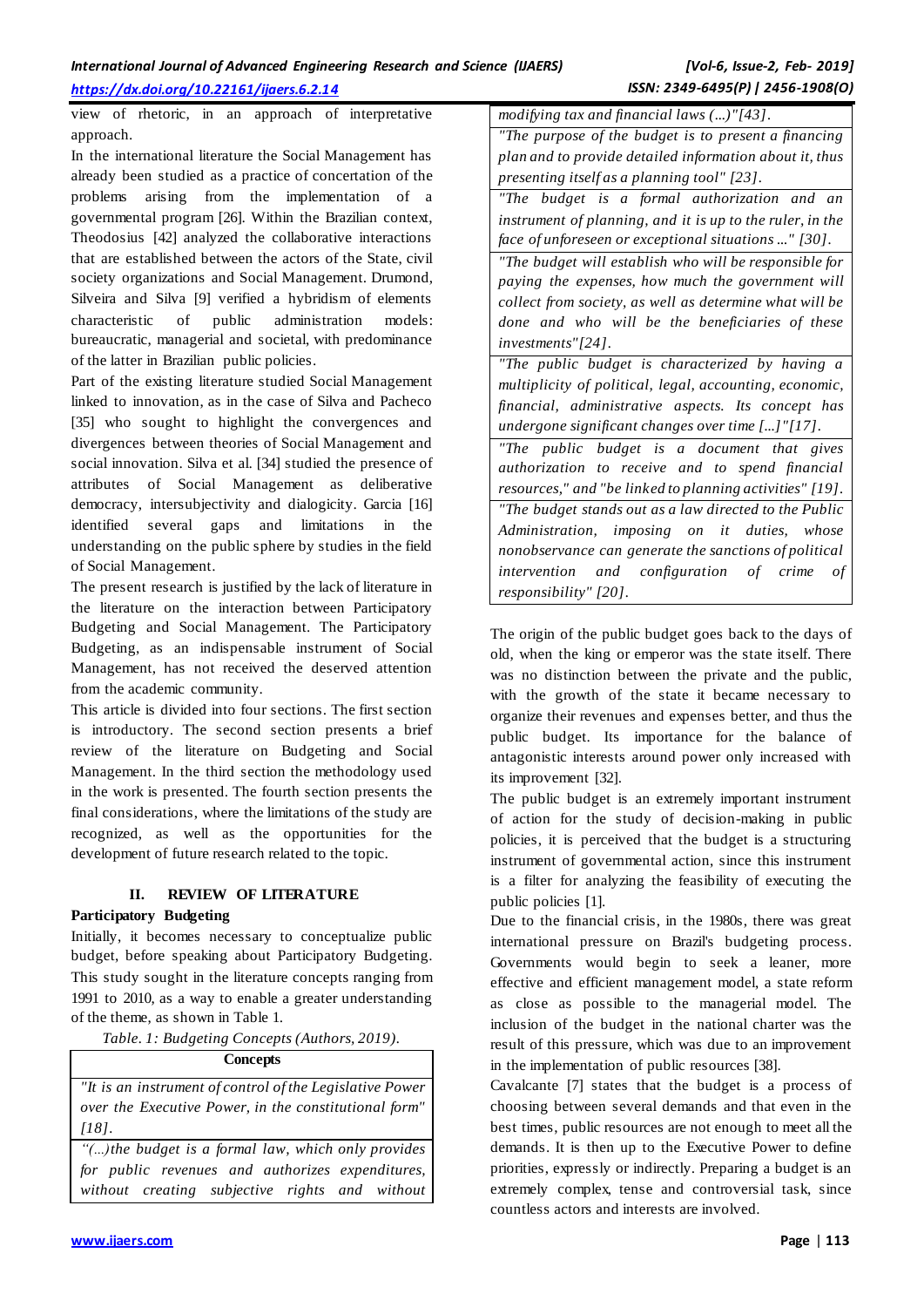view of rhetoric, in an approach of interpretative approach.

In the international literature the Social Management has already been studied as a practice of concertation of the problems arising from the implementation of a governmental program [26]. Within the Brazilian context, Theodosius [42] analyzed the collaborative interactions that are established between the actors of the State, civil society organizations and Social Management. Drumond, Silveira and Silva [9] verified a hybridism of elements characteristic of public administration models: bureaucratic, managerial and societal, with predominance of the latter in Brazilian public policies.

Part of the existing literature studied Social Management linked to innovation, as in the case of Silva and Pacheco [35] who sought to highlight the convergences and divergences between theories of Social Management and social innovation. Silva et al. [34] studied the presence of attributes of Social Management as deliberative democracy, intersubjectivity and dialogicity. Garcia [16] identified several gaps and limitations in the understanding on the public sphere by studies in the field of Social Management.

The present research is justified by the lack of literature in the literature on the interaction between Participatory Budgeting and Social Management. The Participatory Budgeting, as an indispensable instrument of Social Management, has not received the deserved attention from the academic community.

This article is divided into four sections. The first section is introductory. The second section presents a brief review of the literature on Budgeting and Social Management. In the third section the methodology used in the work is presented. The fourth section presents the final considerations, where the limitations of the study are recognized, as well as the opportunities for the development of future research related to the topic.

## II. REVIEW OF LITERATURE

### Participatory Budgeting

Initially, it becomes necessary to conceptualize public budget, before speaking about Participatory Budgeting. This study sought in the literature concepts ranging from 1991 to 2010, as a way to enable a greater understanding of the theme, as shown in Table 1.

*Table. 1: Budgeting Concepts (Authors, 2019).*

| Concepts |
|---|
| *"It is an instrument of control of the Legislative Power over the Executive Power, in the constitutional form" [18].* |
| *"(...) the budget is a formal law, which only provides for public revenues and authorizes expenditures, without creating subjective rights and without modifying tax and financial laws (...)" [43].* |
| *"The purpose of the budget is to present a financing plan and to provide detailed information about it, thus presenting itself as a planning tool" [23].* |
| *"The budget is a formal authorization and an instrument of planning, and it is up to the ruler, in the face of unforeseen or exceptional situations ..." [30].* |
| *"The budget will establish who will be responsible for paying the expenses, how much the government will collect from society, as well as determine what will be done and who will be the beneficiaries of these investments" [24].* |
| *"The public budget is characterized by having a multiplicity of political, legal, accounting, economic, financial, administrative aspects. Its concept has undergone significant changes over time [...]" [17].* |
| *"The public budget is a document that gives authorization to receive and to spend financial resources," and "be linked to planning activities" [19].* |
| *"The budget stands out as a law directed to the Public Administration, imposing on it duties, whose nonobservance can generate the sanctions of political intervention and configuration of crime of responsibility" [20].* |

The origin of the public budget goes back to the days of old, when the king or emperor was the state itself. There was no distinction between the private and the public, with the growth of the state it became necessary to organize their revenues and expenses better, and thus the public budget. Its importance for the balance of antagonistic interests around power only increased with its improvement [32].

The public budget is an extremely important instrument of action for the study of decision-making in public policies, it is perceived that the budget is a structuring instrument of governmental action, since this instrument is a filter for analyzing the feasibility of executing the public policies [1].

Due to the financial crisis, in the 1980s, there was great international pressure on Brazil's budgeting process. Governments would begin to seek a leaner, more effective and efficient management model, a state reform as close as possible to the managerial model. The inclusion of the budget in the national charter was the result of this pressure, which was due to an improvement in the implementation of public resources [38].

Cavalcante [7] states that the budget is a process of choosing between several demands and that even in the best times, public resources are not enough to meet all the demands. It is then up to the Executive Power to define priorities, expressly or indirectly. Preparing a budget is an extremely complex, tense and controversial task, since countless actors and interests are involved.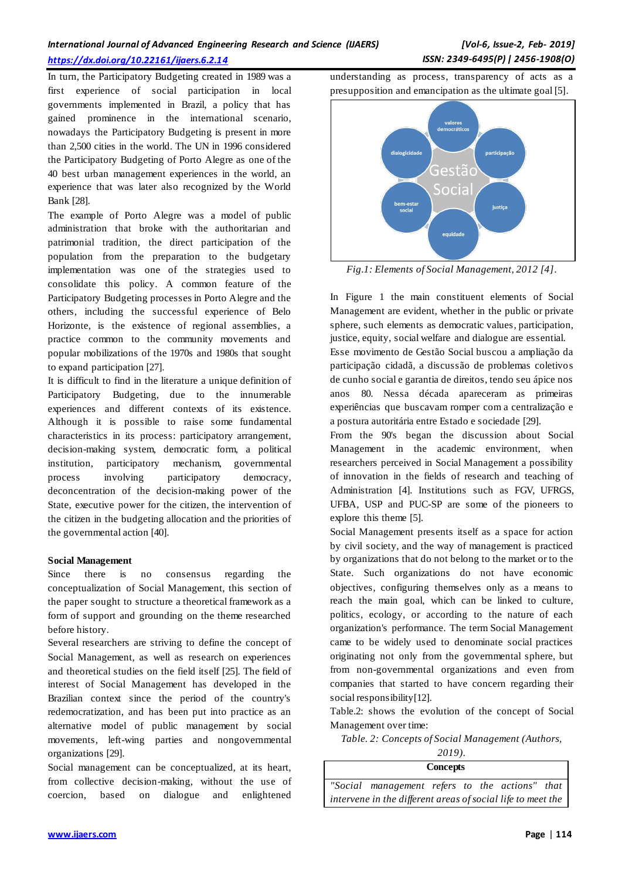In turn, the Participatory Budgeting created in 1989 was a first experience of social participation in local governments implemented in Brazil, a policy that has gained prominence in the international scenario, nowadays the Participatory Budgeting is present in more than 2,500 cities in the world. The UN in 1996 considered the Participatory Budgeting of Porto Alegre as one of the 40 best urban management experiences in the world, an experience that was later also recognized by the World Bank [28].

The example of Porto Alegre was a model of public administration that broke with the authoritarian and patrimonial tradition, the direct participation of the population from the preparation to the budgetary implementation was one of the strategies used to consolidate this policy. A common feature of the Participatory Budgeting processes in Porto Alegre and the others, including the successful experience of Belo Horizonte, is the existence of regional assemblies, a practice common to the community movements and popular mobilizations of the 1970s and 1980s that sought to expand participation [27].

It is difficult to find in the literature a unique definition of Participatory Budgeting, due to the innumerable experiences and different contexts of its existence. Although it is possible to raise some fundamental characteristics in its process: participatory arrangement, decision-making system, democratic form, a political institution, participatory mechanism, governmental process involving participatory democracy, deconcentration of the decision-making power of the State, executive power for the citizen, the intervention of the citizen in the budgeting allocation and the priorities of the governmental action [40].

**Social Management**

Since there is no consensus regarding the conceptualization of Social Management, this section of the paper sought to structure a theoretical framework as a form of support and grounding on the theme researched before history.

Several researchers are striving to define the concept of Social Management, as well as research on experiences and theoretical studies on the field itself [25]. The field of interest of Social Management has developed in the Brazilian context since the period of the country's redemocratization, and has been put into practice as an alternative model of public management by social movements, left-wing parties and nongovernmental organizations [29].

Social management can be conceptualized, at its heart, from collective decision-making, without the use of coercion, based on dialogue and enlightened understanding as process, transparency of acts as a presupposition and emancipation as the ultimate goal [5].

*Fig.1: Elements of Social Management, 2012 [4].*

In Figure 1 the main constituent elements of Social Management are evident, whether in the public or private sphere, such elements as democratic values, participation, justice, equity, social welfare and dialogue are essential.

Esse movimento de Gestão Social buscou a ampliação da participação cidadã, a discussão de problemas coletivos de cunho social e garantia de direitos, tendo seu ápice nos anos 80. Nessa década apareceram as primeiras experiências que buscavam romper com a centralização e a postura autoritária entre Estado e sociedade [29].

From the 90's began the discussion about Social Management in the academic environment, when researchers perceived in Social Management a possibility of innovation in the fields of research and teaching of Administration [4]. Institutions such as FGV, UFRGS, UFBA, USP and PUC-SP are some of the pioneers to explore this theme [5].

Social Management presents itself as a space for action by civil society, and the way of management is practiced by organizations that do not belong to the market or to the State. Such organizations do not have economic objectives, configuring themselves only as a means to reach the main goal, which can be linked to culture, politics, ecology, or according to the nature of each organization's performance. The term Social Management came to be widely used to denominate social practices originating not only from the governmental sphere, but from non-governmental organizations and even from companies that started to have concern regarding their social responsibility[12].

Table.2: shows the evolution of the concept of Social Management over time:

*Table. 2: Concepts of Social Management (Authors, 2019).*

| Concepts |
| --- |
| *"Social management refers to the actions" that intervene in the different areas of social life to meet the* |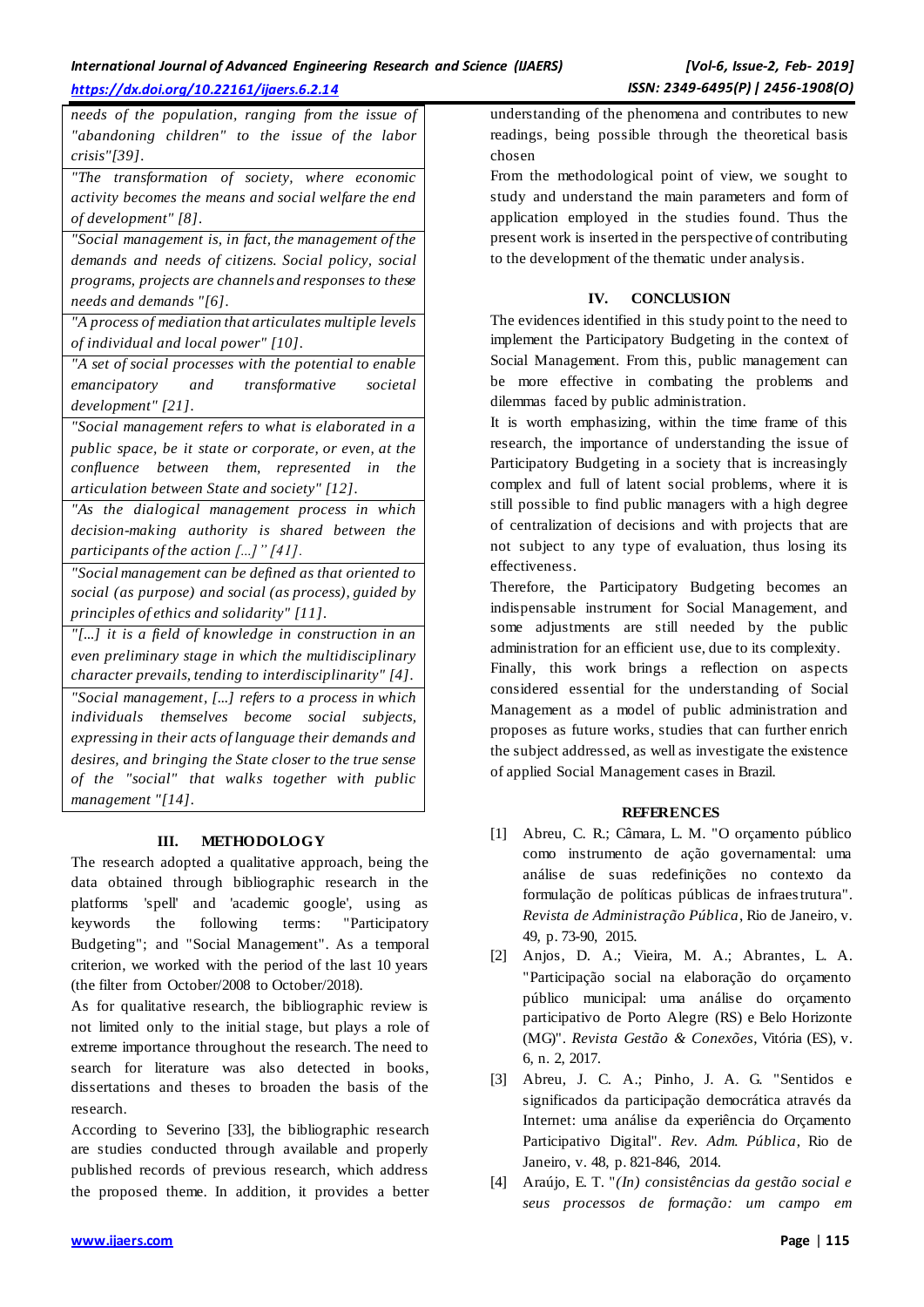| needs of the population, ranging from the issue of "abandoning children" to the issue of the labor crisis"[39]. |
|---|
| "The transformation of society, where economic activity becomes the means and social welfare the end of development" [8]. |
| "Social management is, in fact, the management of the demands and needs of citizens. Social policy, social programs, projects are channels and responses to these needs and demands "[6]. |
| "A process of mediation that articulates multiple levels of individual and local power" [10]. |
| "A set of social processes with the potential to enable emancipatory and transformative societal development" [21]. |
| "Social management refers to what is elaborated in a public space, be it state or corporate, or even, at the confluence between them, represented in the articulation between State and society" [12]. |
| "As the dialogical management process in which decision-making authority is shared between the participants of the action [...] " [41]. |
| "Social management can be defined as that oriented to social (as purpose) and social (as process), guided by principles of ethics and solidarity" [11]. |
| "[...] it is a field of knowledge in construction in an even preliminary stage in which the multidisciplinary character prevails, tending to interdisciplinarity" [4]. |
| "Social management, [...] refers to a process in which individuals themselves become social subjects, expressing in their acts of language their demands and desires, and bringing the State closer to the true sense of the "social" that walks together with public management "[14]. |

## III. METHODOLOGY

The research adopted a qualitative approach, being the data obtained through bibliographic research in the platforms 'spell' and 'academic google', using as keywords the following terms: "Participatory Budgeting"; and "Social Management". As a temporal criterion, we worked with the period of the last 10 years (the filter from October/2008 to October/2018).

As for qualitative research, the bibliographic review is not limited only to the initial stage, but plays a role of extreme importance throughout the research. The need to search for literature was also detected in books, dissertations and theses to broaden the basis of the research.

According to Severino [33], the bibliographic research are studies conducted through available and properly published records of previous research, which address the proposed theme. In addition, it provides a better understanding of the phenomena and contributes to new readings, being possible through the theoretical basis chosen

From the methodological point of view, we sought to study and understand the main parameters and form of application employed in the studies found. Thus the present work is inserted in the perspective of contributing to the development of the thematic under analysis.

## IV. CONCLUSION

The evidences identified in this study point to the need to implement the Participatory Budgeting in the context of Social Management. From this, public management can be more effective in combating the problems and dilemmas faced by public administration.

It is worth emphasizing, within the time frame of this research, the importance of understanding the issue of Participatory Budgeting in a society that is increasingly complex and full of latent social problems, where it is still possible to find public managers with a high degree of centralization of decisions and with projects that are not subject to any type of evaluation, thus losing its effectiveness.

Therefore, the Participatory Budgeting becomes an indispensable instrument for Social Management, and some adjustments are still needed by the public administration for an efficient use, due to its complexity.

Finally, this work brings a reflection on aspects considered essential for the understanding of Social Management as a model of public administration and proposes as future works, studies that can further enrich the subject addressed, as well as investigate the existence of applied Social Management cases in Brazil.

## REFERENCES

[1] Abreu, C. R.; Câmara, L. M. "O orçamento público como instrumento de ação governamental: uma análise de suas redefinições no contexto da formulação de políticas públicas de infraestrutura". *Revista de Administração Pública*, Rio de Janeiro, v. 49, p. 73-90, 2015.

[2] Anjos, D. A.; Vieira, M. A.; Abrantes, L. A. "Participação social na elaboração do orçamento público municipal: uma análise do orçamento participativo de Porto Alegre (RS) e Belo Horizonte (MG)". *Revista Gestão & Conexões*, Vitória (ES), v. 6, n. 2, 2017.

[3] Abreu, J. C. A.; Pinho, J. A. G. "Sentidos e significados da participação democrática através da Internet: uma análise da experiência do Orçamento Participativo Digital". *Rev. Adm. Pública*, Rio de Janeiro, v. 48, p. 821-846, 2014.

[4] Araújo, E. T. "*(In) consistências da gestão social e seus processos de formação: um campo em*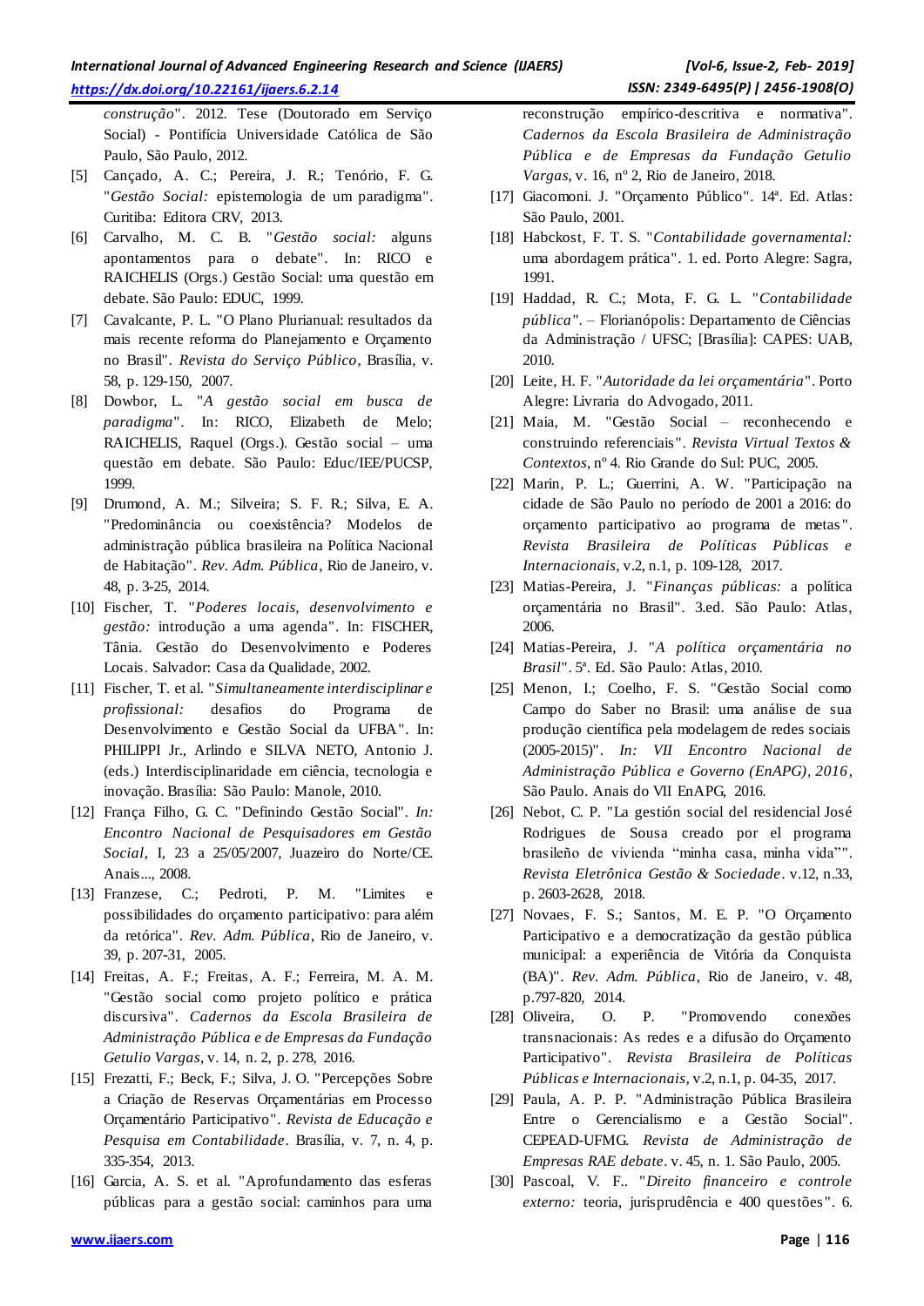*construção*". 2012. Tese (Doutorado em Serviço Social) - Pontifícia Universidade Católica de São Paulo, São Paulo, 2012.

[5] Cançado, A. C.; Pereira, J. R.; Tenório, F. G. "*Gestão Social:* epistemologia de um paradigma". Curitiba: Editora CRV, 2013.

[6] Carvalho, M. C. B. "*Gestão social:* alguns apontamentos para o debate". In: RICO e RAICHELIS (Orgs.) Gestão Social: uma questão em debate. São Paulo: EDUC, 1999.

[7] Cavalcante, P. L. "O Plano Plurianual: resultados da mais recente reforma do Planejamento e Orçamento no Brasil". *Revista do Serviço Público*, Brasília, v. 58, p. 129-150, 2007.

[8] Dowbor, L. "*A gestão social em busca de paradigma*". In: RICO, Elizabeth de Melo; RAICHELIS, Raquel (Orgs.). Gestão social – uma questão em debate. São Paulo: Educ/IEE/PUCSP, 1999.

[9] Drumond, A. M.; Silveira; S. F. R.; Silva, E. A. "Predominância ou coexistência? Modelos de administração pública brasileira na Política Nacional de Habitação". *Rev. Adm. Pública*, Rio de Janeiro, v. 48, p. 3-25, 2014.

[10] Fischer, T. "*Poderes locais, desenvolvimento e gestão:* introdução a uma agenda". In: FISCHER, Tânia. Gestão do Desenvolvimento e Poderes Locais. Salvador: Casa da Qualidade, 2002.

[11] Fischer, T. et al. "*Simultaneamente interdisciplinar e profissional:* desafios do Programa de Desenvolvimento e Gestão Social da UFBA". In: PHILIPPI Jr., Arlindo e SILVA NETO, Antonio J. (eds.) Interdisciplinaridade em ciência, tecnologia e inovação. Brasília: São Paulo: Manole, 2010.

[12] França Filho, G. C. "Definindo Gestão Social". *In: Encontro Nacional de Pesquisadores em Gestão Social*, I, 23 a 25/05/2007, Juazeiro do Norte/CE. Anais..., 2008.

[13] Franzese, C.; Pedroti, P. M. "Limites e possibilidades do orçamento participativo: para além da retórica". *Rev. Adm. Pública*, Rio de Janeiro, v. 39, p. 207-31, 2005.

[14] Freitas, A. F.; Freitas, A. F.; Ferreira, M. A. M. "Gestão social como projeto político e prática discursiva". *Cadernos da Escola Brasileira de Administração Pública e de Empresas da Fundação Getulio Vargas*, v. 14, n. 2, p. 278, 2016.

[15] Frezatti, F.; Beck, F.; Silva, J. O. "Percepções Sobre a Criação de Reservas Orçamentárias em Processo Orçamentário Participativo". *Revista de Educação e Pesquisa em Contabilidade*. Brasília, v. 7, n. 4, p. 335-354, 2013.

[16] Garcia, A. S. et al. "Aprofundamento das esferas públicas para a gestão social: caminhos para uma reconstrução empírico-descritiva e normativa". *Cadernos da Escola Brasileira de Administração Pública e de Empresas da Fundação Getulio Vargas*, v. 16, nº 2, Rio de Janeiro, 2018.

[17] Giacomoni. J. "Orçamento Público". 14ª. Ed. Atlas: São Paulo, 2001.

[18] Habckost, F. T. S. "*Contabilidade governamental:* uma abordagem prática". 1. ed. Porto Alegre: Sagra, 1991.

[19] Haddad, R. C.; Mota, F. G. L. "*Contabilidade pública*". – Florianópolis: Departamento de Ciências da Administração / UFSC; [Brasília]: CAPES: UAB, 2010.

[20] Leite, H. F. "*Autoridade da lei orçamentária*". Porto Alegre: Livraria do Advogado, 2011.

[21] Maia, M. "Gestão Social – reconhecendo e construindo referenciais". *Revista Virtual Textos & Contextos*, nº 4. Rio Grande do Sul: PUC, 2005.

[22] Marin, P. L.; Guerrini, A. W. "Participação na cidade de São Paulo no período de 2001 a 2016: do orçamento participativo ao programa de metas". *Revista Brasileira de Políticas Públicas e Internacionais*, v.2, n.1, p. 109-128, 2017.

[23] Matias-Pereira, J. "*Finanças públicas:* a política orçamentária no Brasil". 3.ed. São Paulo: Atlas, 2006.

[24] Matias-Pereira, J. "*A política orçamentária no Brasil*". 5ª. Ed. São Paulo: Atlas, 2010.

[25] Menon, I.; Coelho, F. S. "Gestão Social como Campo do Saber no Brasil: uma análise de sua produção científica pela modelagem de redes sociais (2005-2015)". *In: VII Encontro Nacional de Administração Pública e Governo (EnAPG), 2016*, São Paulo. Anais do VII EnAPG, 2016.

[26] Nebot, C. P. "La gestión social del residencial José Rodrigues de Sousa creado por el programa brasileño de vivienda "minha casa, minha vida"". *Revista Eletrônica Gestão & Sociedade*. v.12, n.33, p. 2603-2628, 2018.

[27] Novaes, F. S.; Santos, M. E. P. "O Orçamento Participativo e a democratização da gestão pública municipal: a experiência de Vitória da Conquista (BA)". *Rev. Adm. Pública*, Rio de Janeiro, v. 48, p.797-820, 2014.

[28] Oliveira, O. P. "Promovendo conexões transnacionais: As redes e a difusão do Orçamento Participativo". *Revista Brasileira de Políticas Públicas e Internacionais*, v.2, n.1, p. 04-35, 2017.

[29] Paula, A. P. P. "Administração Pública Brasileira Entre o Gerencialismo e a Gestão Social". CEPEAD-UFMG. *Revista de Administração de Empresas RAE debate*. v. 45, n. 1. São Paulo, 2005.

[30] Pascoal, V. F.. "*Direito financeiro e controle externo:* teoria, jurisprudência e 400 questões". 6.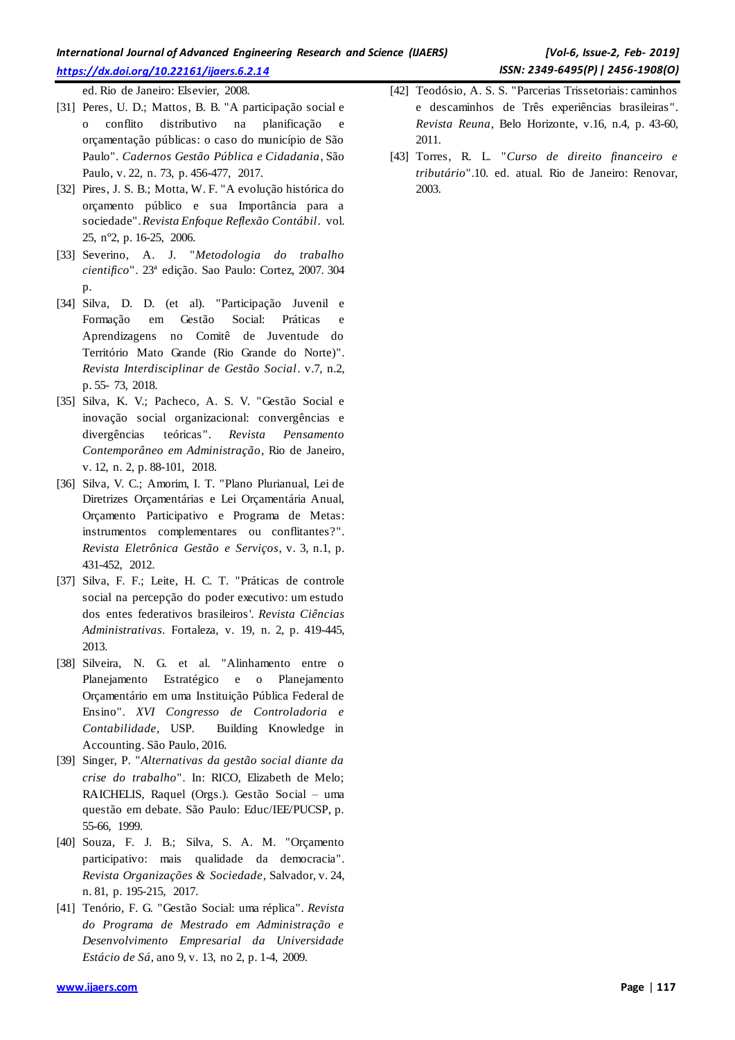ed. Rio de Janeiro: Elsevier, 2008.

[31] Peres, U. D.; Mattos, B. B. "A participação social e o conflito distributivo na planificação e orçamentação públicas: o caso do município de São Paulo". *Cadernos Gestão Pública e Cidadania*, São Paulo, v. 22, n. 73, p. 456-477, 2017.

[32] Pires, J. S. B.; Motta, W. F. "A evolução histórica do orçamento público e sua Importância para a sociedade". *Revista Enfoque Reflexão Contábil*. vol. 25, nº2, p. 16-25, 2006.

[33] Severino, A. J. "*Metodologia do trabalho cientifico*". 23ª edição. Sao Paulo: Cortez, 2007. 304 p.

[34] Silva, D. D. (et al). "Participação Juvenil e Formação em Gestão Social: Práticas e Aprendizagens no Comitê de Juventude do Território Mato Grande (Rio Grande do Norte)". *Revista Interdisciplinar de Gestão Social*. v.7, n.2, p. 55- 73, 2018.

[35] Silva, K. V.; Pacheco, A. S. V. "Gestão Social e inovação social organizacional: convergências e divergências teóricas". *Revista Pensamento Contemporâneo em Administração*, Rio de Janeiro, v. 12, n. 2, p. 88-101, 2018.

[36] Silva, V. C.; Amorim, I. T. "Plano Plurianual, Lei de Diretrizes Orçamentárias e Lei Orçamentária Anual, Orçamento Participativo e Programa de Metas: instrumentos complementares ou conflitantes?". *Revista Eletrônica Gestão e Serviços*, v. 3, n.1, p. 431-452, 2012.

[37] Silva, F. F.; Leite, H. C. T. "Práticas de controle social na percepção do poder executivo: um estudo dos entes federativos brasileiros'. *Revista Ciências Administrativas*. Fortaleza, v. 19, n. 2, p. 419-445, 2013.

[38] Silveira, N. G. et al. "Alinhamento entre o Planejamento Estratégico e o Planejamento Orçamentário em uma Instituição Pública Federal de Ensino". *XVI Congresso de Controladoria e Contabilidade*, USP. Building Knowledge in Accounting. São Paulo, 2016.

[39] Singer, P. "*Alternativas da gestão social diante da crise do trabalho*". In: RICO, Elizabeth de Melo; RAICHELIS, Raquel (Orgs.). Gestão Social – uma questão em debate. São Paulo: Educ/IEE/PUCSP, p. 55-66, 1999.

[40] Souza, F. J. B.; Silva, S. A. M. "Orçamento participativo: mais qualidade da democracia". *Revista Organizações & Sociedade*, Salvador, v. 24, n. 81, p. 195-215, 2017.

[41] Tenório, F. G. "Gestão Social: uma réplica". *Revista do Programa de Mestrado em Administração e Desenvolvimento Empresarial da Universidade Estácio de Sá*, ano 9, v. 13, no 2, p. 1-4, 2009.

[42] Teodósio, A. S. S. "Parcerias Trissetoriais: caminhos e descaminhos de Três experiências brasileiras". *Revista Reuna*, Belo Horizonte, v.16, n.4, p. 43-60, 2011.

[43] Torres, R. L. "*Curso de direito financeiro e tributário*".10. ed. atual. Rio de Janeiro: Renovar, 2003.